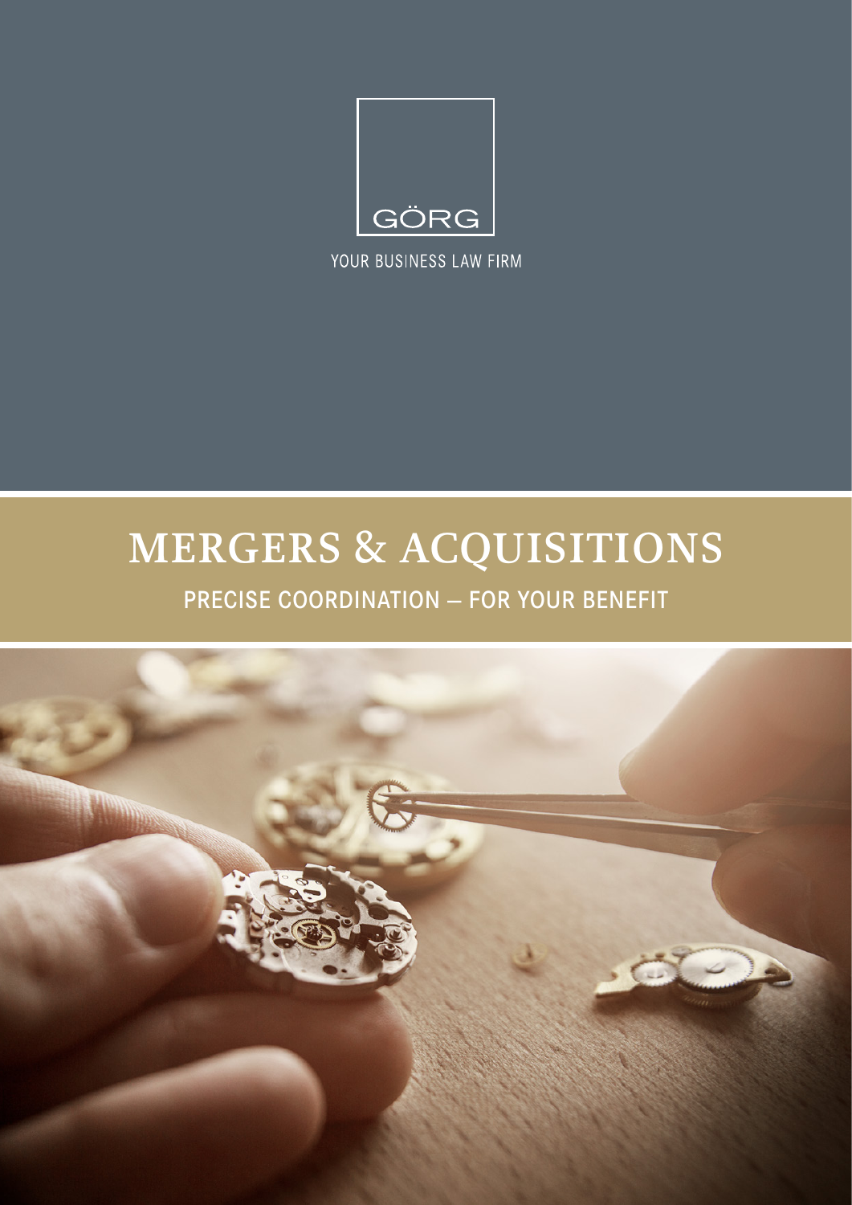GÖRG

YOUR BUSINESS LAW FIRM

# MERGERS & ACQUISITIONS

## PRECISE COORDINATION – FOR YOUR BENEFIT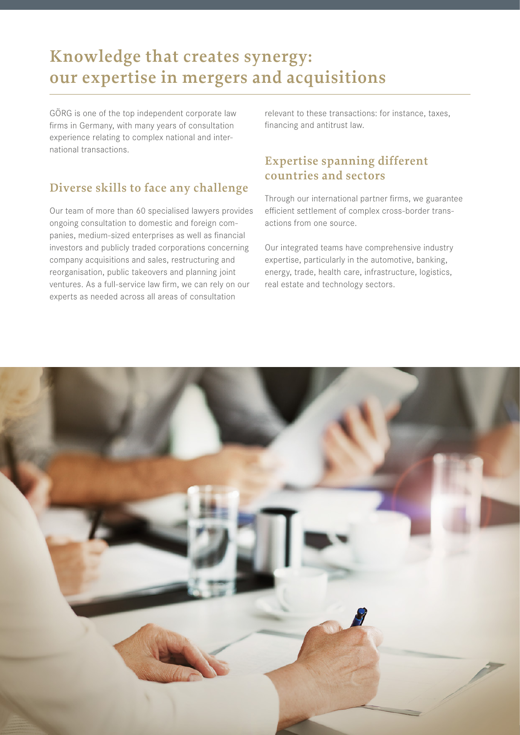# Knowledge that creates synergy: our expertise in mergers and acquisitions

GÖRG is one of the top independent corporate law firms in Germany, with many years of consultation experience relating to complex national and international transactions.

## Diverse skills to face any challenge

Our team of more than 60 specialised lawyers provides ongoing consultation to domestic and foreign companies, medium-sized enterprises as well as financial investors and publicly traded corporations concerning company acquisitions and sales, restructuring and reorganisation, public takeovers and planning joint ventures. As a full-service law firm, we can rely on our experts as needed across all areas of consultation relevant to these transactions: for instance, taxes, financing and antitrust law.

## Expertise spanning different countries and sectors

Through our international partner firms, we guarantee efficient settlement of complex cross-border transactions from one source.

Our integrated teams have comprehensive industry expertise, particularly in the automotive, banking, energy, trade, health care, infrastructure, logistics, real estate and technology sectors.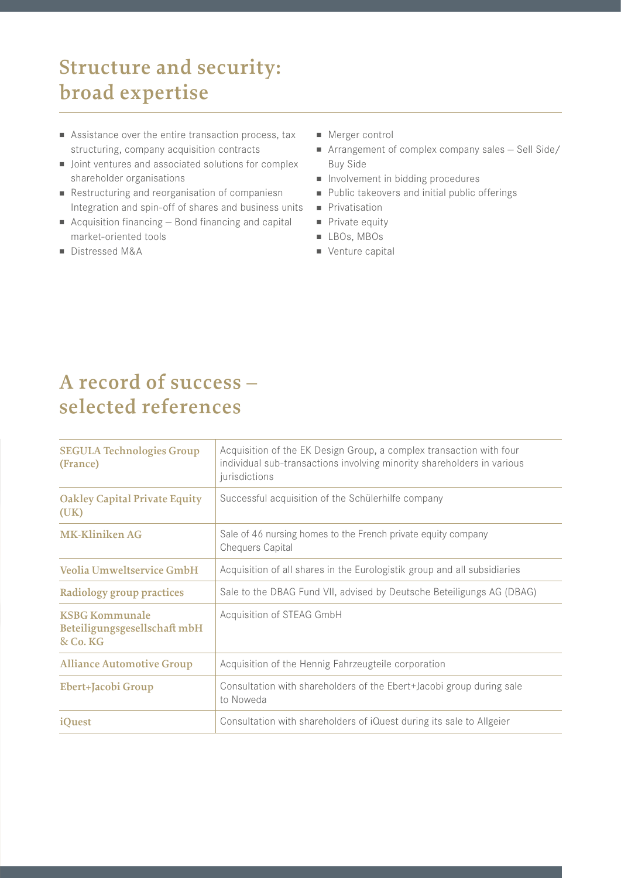## Structure and security: broad expertise

- Assistance over the entire transaction process, tax structuring, company acquisition contracts
- Joint ventures and associated solutions for complex shareholder organisations
- Restructuring and reorganisation of companiesn Integration and spin-off of shares and business units
- Acquisition financing – Bond financing and capital market-oriented tools
- Distressed M&A
- Merger control
- Arrangement of complex company sales – Sell Side/ Buy Side
- Involvement in bidding procedures
- Public takeovers and initial public offerings
- Privatisation
- Private equity
- LBOs, MBOs
- Venture capital

## A record of success – selected references

| | |
|---|---|
| **SEGULA Technologies Group (France)** | Acquisition of the EK Design Group, a complex transaction with four individual sub-transactions involving minority shareholders in various jurisdictions |
| **Oakley Capital Private Equity (UK)** | Successful acquisition of the Schülerhilfe company |
| **MK-Kliniken AG** | Sale of 46 nursing homes to the French private equity company Chequers Capital |
| **Veolia Umweltservice GmbH** | Acquisition of all shares in the Eurologistik group and all subsidiaries |
| **Radiology group practices** | Sale to the DBAG Fund VII, advised by Deutsche Beteiligungs AG (DBAG) |
| **KSBG Kommunale Beteiligungsgesellschaft mbH & Co. KG** | Acquisition of STEAG GmbH |
| **Alliance Automotive Group** | Acquisition of the Hennig Fahrzeugteile corporation |
| **Ebert+Jacobi Group** | Consultation with shareholders of the Ebert+Jacobi group during sale to Noweda |
| **iQuest** | Consultation with shareholders of iQuest during its sale to Allgeier |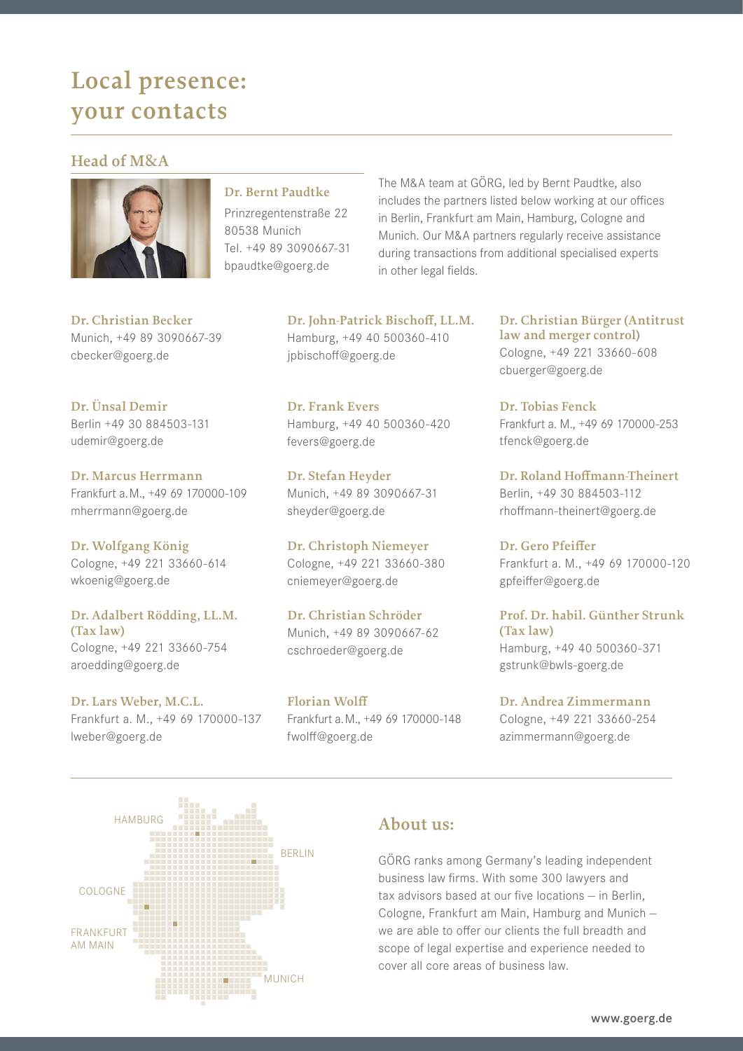# Local presence: your contacts

## Head of M&A

**Dr. Bernt Paudtke**
Prinzregentenstraße 22
80538 Munich
Tel. +49 89 3090667-31
bpaudtke@goerg.de

The M&A team at GÖRG, led by Bernt Paudtke, also includes the partners listed below working at our offices in Berlin, Frankfurt am Main, Hamburg, Cologne and Munich. Our M&A partners regularly receive assistance during transactions from additional specialised experts in other legal fields.

**Dr. Christian Becker**
Munich, +49 89 3090667-39
cbecker@goerg.de

**Dr. Ünsal Demir**
Berlin +49 30 884503-131
udemir@goerg.de

**Dr. Marcus Herrmann**
Frankfurt a.M., +49 69 170000-109
mherrmann@goerg.de

**Dr. Wolfgang König**
Cologne, +49 221 33660-614
wkoenig@goerg.de

**Dr. Adalbert Rödding, LL.M. (Tax law)**
Cologne, +49 221 33660-754
aroedding@goerg.de

**Dr. Lars Weber, M.C.L.**
Frankfurt a. M., +49 69 170000-137
lweber@goerg.de

**Dr. John-Patrick Bischoff, LL.M.**
Hamburg, +49 40 500360-410
jpbischoff@goerg.de

**Dr. Frank Evers**
Hamburg, +49 40 500360-420
fevers@goerg.de

**Dr. Stefan Heyder**
Munich, +49 89 3090667-31
sheyder@goerg.de

**Dr. Christoph Niemeyer**
Cologne, +49 221 33660-380
cniemeyer@goerg.de

**Dr. Christian Schröder**
Munich, +49 89 3090667-62
cschroeder@goerg.de

**Florian Wolff**
Frankfurt a.M., +49 69 170000-148
fwolff@goerg.de

**Dr. Christian Bürger (Antitrust law and merger control)**
Cologne, +49 221 33660-608
cbuerger@goerg.de

**Dr. Tobias Fenck**
Frankfurt a. M., +49 69 170000-253
tfenck@goerg.de

**Dr. Roland Hoffmann-Theinert**
Berlin, +49 30 884503-112
rhoffmann-theinert@goerg.de

**Dr. Gero Pfeiffer**
Frankfurt a. M., +49 69 170000-120
gpfeiffer@goerg.de

**Prof. Dr. habil. Günther Strunk (Tax law)**
Hamburg, +49 40 500360-371
gstrunk@bwls-goerg.de

**Dr. Andrea Zimmermann**
Cologne, +49 221 33660-254
azimmermann@goerg.de

HAMBURG
BERLIN
COLOGNE
FRANKFURT AM MAIN
MUNICH

## About us:

GÖRG ranks among Germany's leading independent business law firms. With some 300 lawyers and tax advisors based at our five locations – in Berlin, Cologne, Frankfurt am Main, Hamburg and Munich – we are able to offer our clients the full breadth and scope of legal expertise and experience needed to cover all core areas of business law.

www.goerg.de